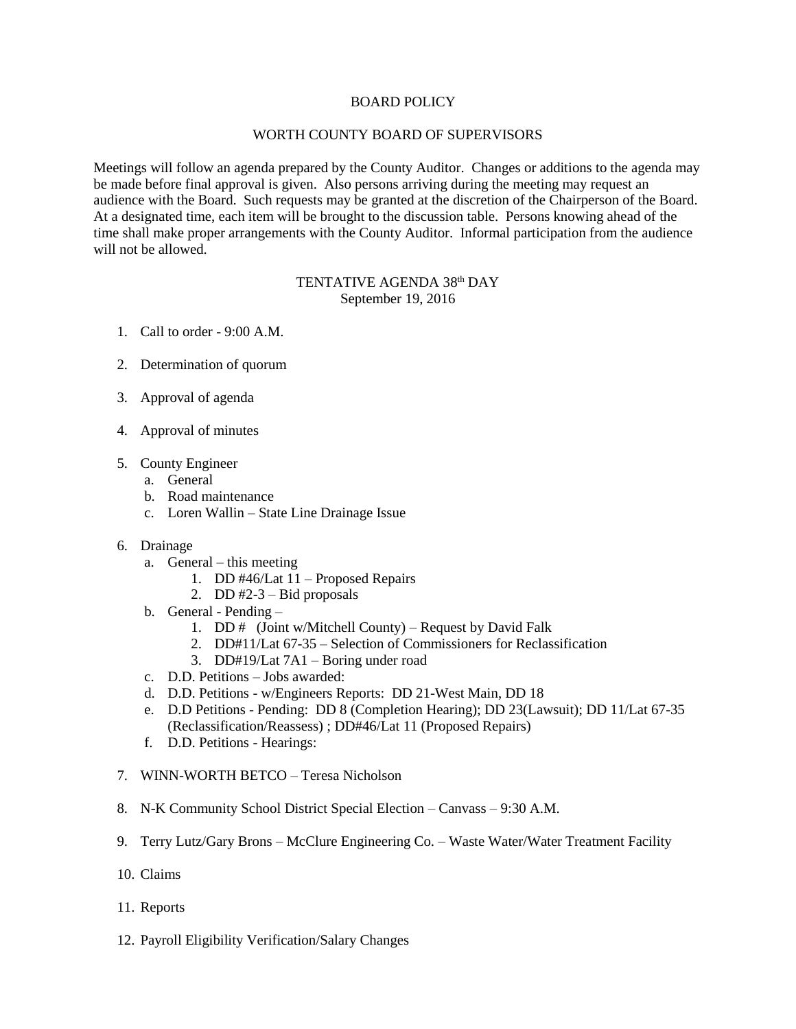# BOARD POLICY

## WORTH COUNTY BOARD OF SUPERVISORS

Meetings will follow an agenda prepared by the County Auditor. Changes or additions to the agenda may be made before final approval is given. Also persons arriving during the meeting may request an audience with the Board. Such requests may be granted at the discretion of the Chairperson of the Board. At a designated time, each item will be brought to the discussion table. Persons knowing ahead of the time shall make proper arrangements with the County Auditor. Informal participation from the audience will not be allowed.

## TENTATIVE AGENDA 38th DAY
September 19, 2016

1. Call to order - 9:00 A.M.

2. Determination of quorum

3. Approval of agenda

4. Approval of minutes

5. County Engineer
   a. General
   b. Road maintenance
   c. Loren Wallin – State Line Drainage Issue

6. Drainage
   a. General – this meeting
      1. DD #46/Lat 11 – Proposed Repairs
      2. DD #2-3 – Bid proposals
   b. General - Pending –
      1. DD #   (Joint w/Mitchell County) – Request by David Falk
      2. DD#11/Lat 67-35 – Selection of Commissioners for Reclassification
      3. DD#19/Lat 7A1 – Boring under road
   c. D.D. Petitions – Jobs awarded:
   d. D.D. Petitions - w/Engineers Reports: DD 21-West Main, DD 18
   e. D.D Petitions - Pending: DD 8 (Completion Hearing); DD 23(Lawsuit); DD 11/Lat 67-35 (Reclassification/Reassess) ; DD#46/Lat 11 (Proposed Repairs)
   f. D.D. Petitions - Hearings:

7. WINN-WORTH BETCO – Teresa Nicholson

8. N-K Community School District Special Election – Canvass – 9:30 A.M.

9. Terry Lutz/Gary Brons – McClure Engineering Co. – Waste Water/Water Treatment Facility

10. Claims

11. Reports

12. Payroll Eligibility Verification/Salary Changes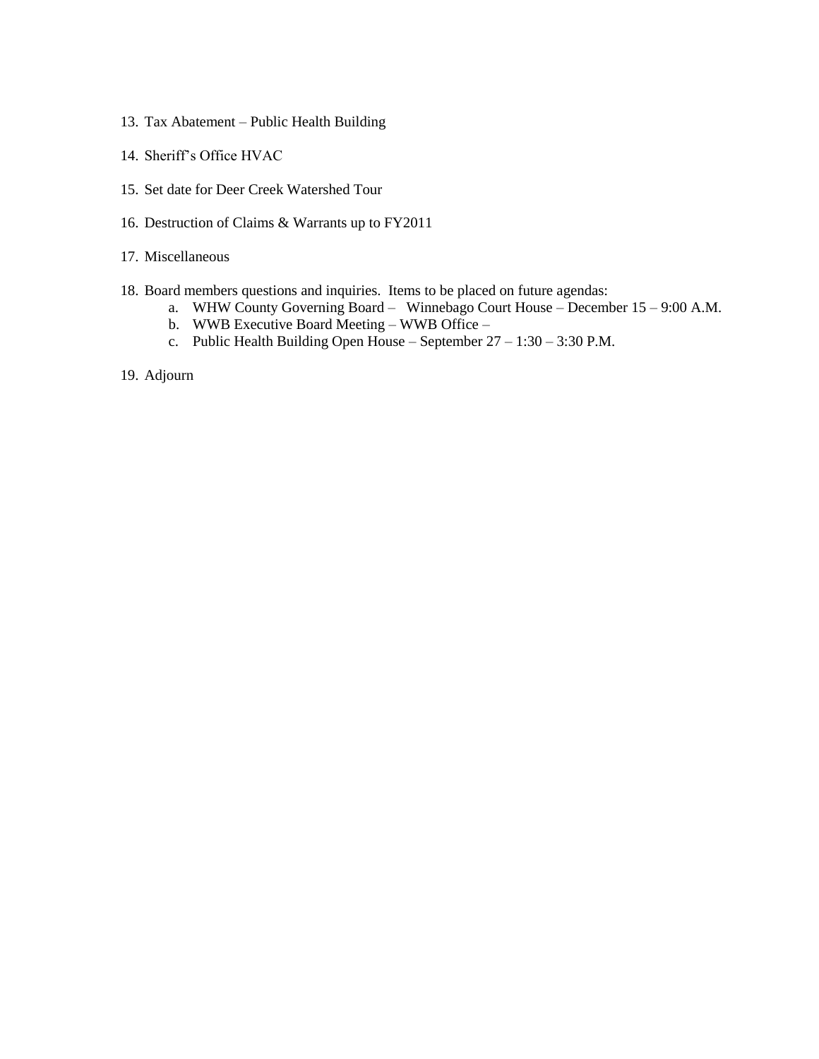13. Tax Abatement – Public Health Building

14. Sheriff's Office HVAC

15. Set date for Deer Creek Watershed Tour

16. Destruction of Claims & Warrants up to FY2011

17. Miscellaneous

18. Board members questions and inquiries. Items to be placed on future agendas:
    a. WHW County Governing Board – Winnebago Court House – December 15 – 9:00 A.M.
    b. WWB Executive Board Meeting – WWB Office –
    c. Public Health Building Open House – September 27 – 1:30 – 3:30 P.M.

19. Adjourn